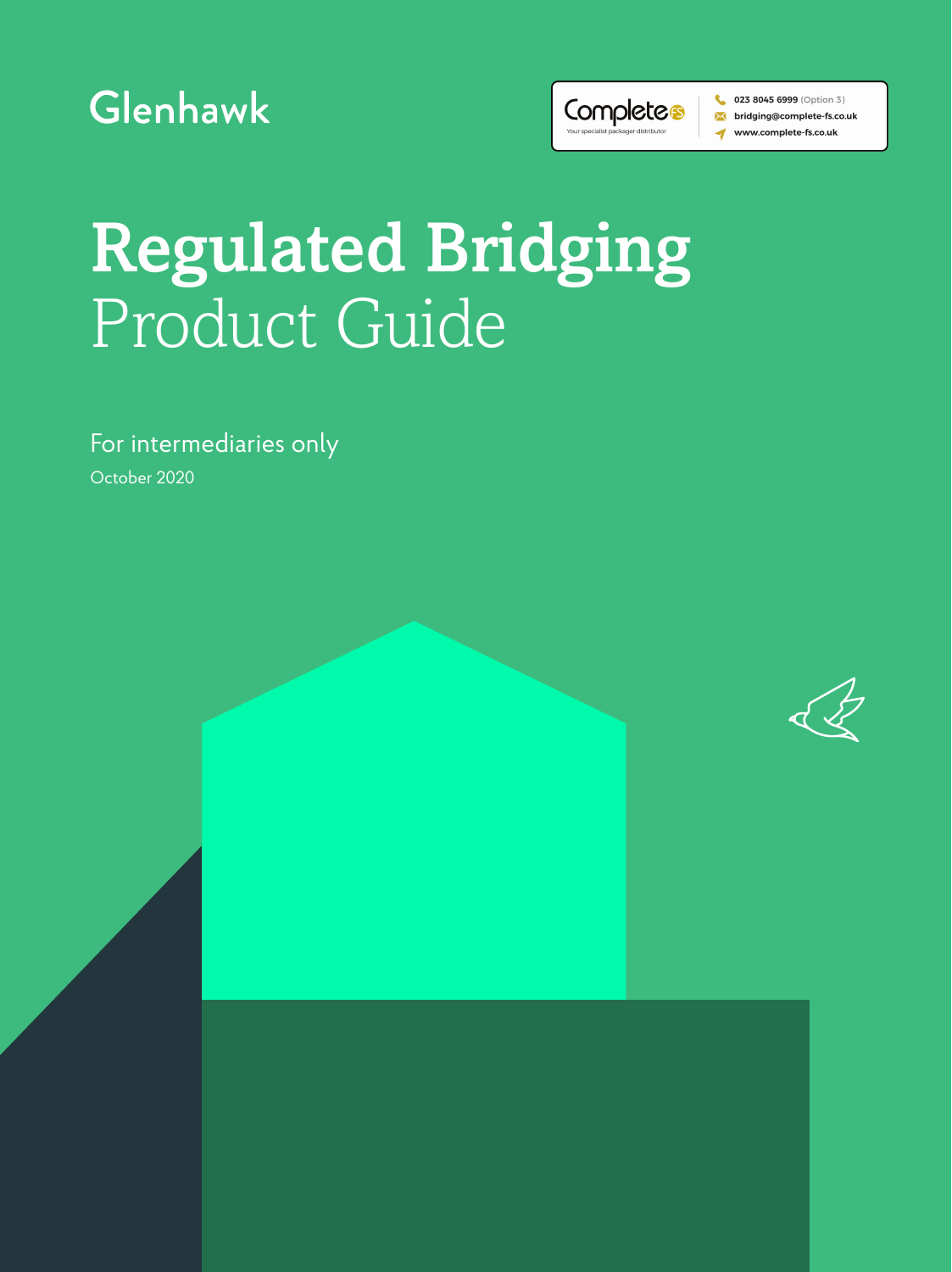Glenhawk

Complete FS
Your specialist packager distributor

023 8045 6999 (Option 3)
bridging@complete-fs.co.uk
www.complete-fs.co.uk

# Regulated Bridging
Product Guide

For intermediaries only

October 2020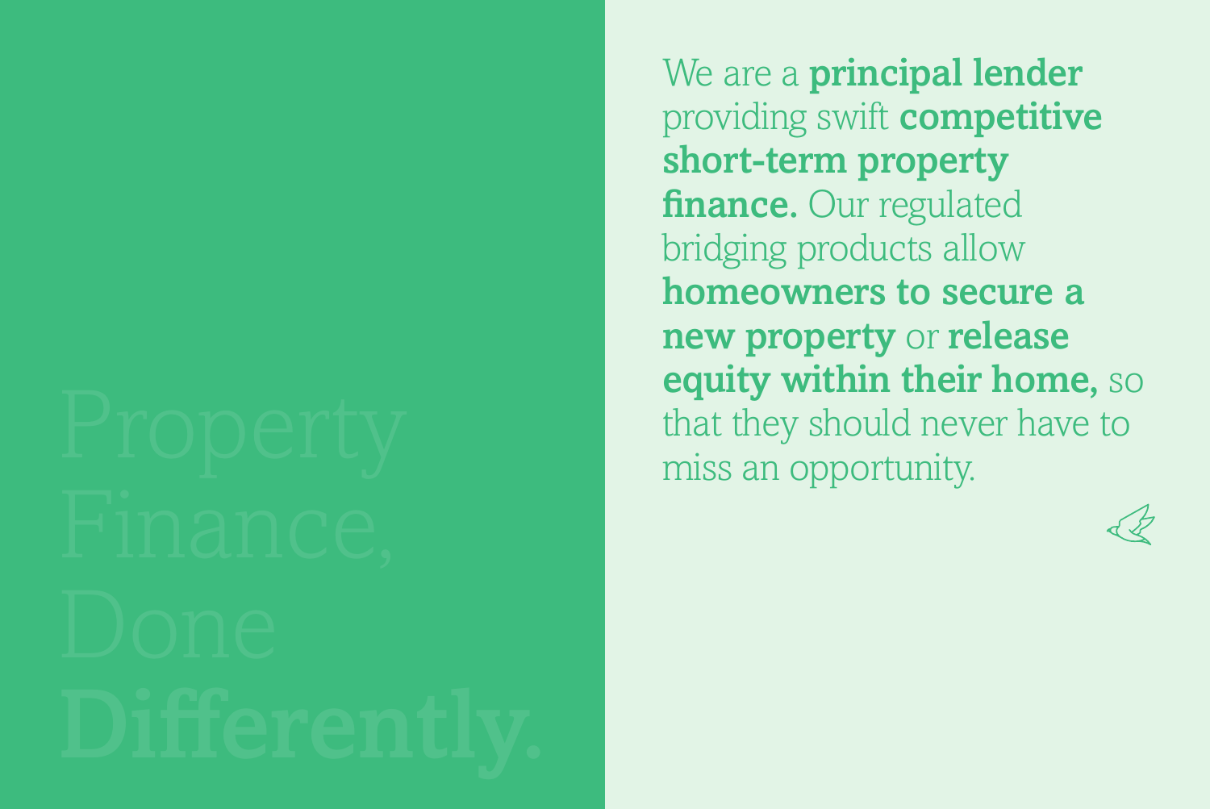# Property Finance, Done **Differently.**

We are a **principal lender** providing swift **competitive short-term property finance.** Our regulated bridging products allow **homeowners to secure a new property** or **release equity within their home,** so that they should never have to miss an opportunity.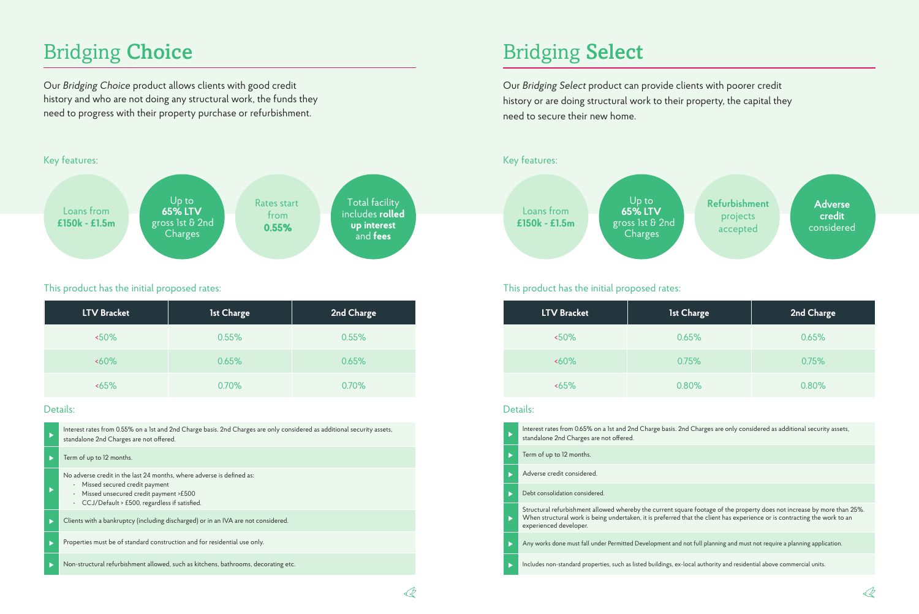# Bridging **Choice**

Our *Bridging Choice* product allows clients with good credit history and who are not doing any structural work, the funds they need to progress with their property purchase or refurbishment.

Key features:

- Loans from **£150k - £1.5m**
- Up to **65% LTV** gross 1st & 2nd Charges
- Rates start from **0.55%**
- Total facility includes **rolled up interest** and **fees**

This product has the initial proposed rates:

| LTV Bracket | 1st Charge | 2nd Charge |
|---|---|---|
| <50% | 0.55% | 0.55% |
| <60% | 0.65% | 0.65% |
| <65% | 0.70% | 0.70% |

Details:

- Interest rates from 0.55% on a 1st and 2nd Charge basis. 2nd Charges are only considered as additional security assets, standalone 2nd Charges are not offered.
- Term of up to 12 months.
- No adverse credit in the last 24 months, where adverse is defined as:
  - Missed secured credit payment
  - Missed unsecured credit payment >£500
  - CCJ/Default > £500, regardless if satisfied.
- Clients with a bankruptcy (including discharged) or in an IVA are not considered.
- Properties must be of standard construction and for residential use only.
- Non-structural refurbishment allowed, such as kitchens, bathrooms, decorating etc.

# Bridging **Select**

Our *Bridging Select* product can provide clients with poorer credit history or are doing structural work to their property, the capital they need to secure their new home.

Key features:

- Loans from **£150k - £1.5m**
- Up to **65% LTV** gross 1st & 2nd Charges
- **Refurbishment** projects accepted
- **Adverse credit** considered

This product has the initial proposed rates:

| LTV Bracket | 1st Charge | 2nd Charge |
|---|---|---|
| <50% | 0.65% | 0.65% |
| <60% | 0.75% | 0.75% |
| <65% | 0.80% | 0.80% |

Details:

- Interest rates from 0.65% on a 1st and 2nd Charge basis. 2nd Charges are only considered as additional security assets, standalone 2nd Charges are not offered.
- Term of up to 12 months.
- Adverse credit considered.
- Debt consolidation considered.
- Structural refurbishment allowed whereby the current square footage of the property does not increase by more than 25%. When structural work is being undertaken, it is preferred that the client has experience or is contracting the work to an experienced developer.
- Any works done must fall under Permitted Development and not full planning and must not require a planning application.
- Includes non-standard properties, such as listed buildings, ex-local authority and residential above commercial units.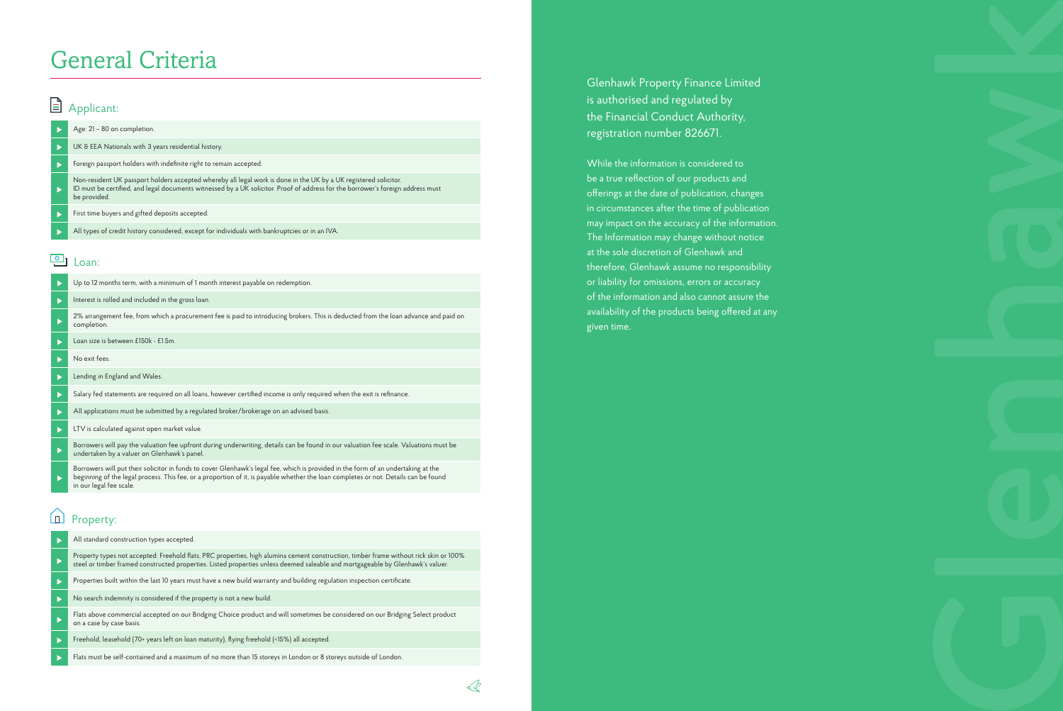# General Criteria

## Applicant:

- Age: 21 – 80 on completion.
- UK & EEA Nationals with 3 years residential history.
- Foreign passport holders with indefinite right to remain accepted.
- Non-resident UK passport holders accepted whereby all legal work is done in the UK by a UK registered solicitor. ID must be certified, and legal documents witnessed by a UK solicitor. Proof of address for the borrower's foreign address must be provided.
- First time buyers and gifted deposits accepted.
- All types of credit history considered, except for individuals with bankruptcies or in an IVA.

## Loan:

- Up to 12 months term, with a minimum of 1 month interest payable on redemption.
- Interest is rolled and included in the gross loan.
- 2% arrangement fee, from which a procurement fee is paid to introducing brokers. This is deducted from the loan advance and paid on completion.
- Loan size is between £150k - £1.5m.
- No exit fees.
- Lending in England and Wales.
- Salary fed statements are required on all loans, however certified income is only required when the exit is refinance.
- All applications must be submitted by a regulated broker/brokerage on an advised basis.
- LTV is calculated against open market value.
- Borrowers will pay the valuation fee upfront during underwriting, details can be found in our valuation fee scale. Valuations must be undertaken by a valuer on Glenhawk's panel.
- Borrowers will put their solicitor in funds to cover Glenhawk's legal fee, which is provided in the form of an undertaking at the beginning of the legal process. This fee, or a proportion of it, is payable whether the loan completes or not. Details can be found in our legal fee scale.

## Property:

- All standard construction types accepted.
- Property types not accepted: Freehold flats, PRC properties, high alumina cement construction, timber frame without rick skin or 100% steel or timber framed constructed properties. Listed properties unless deemed saleable and mortgageable by Glenhawk's valuer.
- Properties built within the last 10 years must have a new build warranty and building regulation inspection certificate.
- No search indemnity is considered if the property is not a new build.
- Flats above commercial accepted on our Bridging Choice product and will sometimes be considered on our Bridging Select product on a case by case basis.
- Freehold, leasehold (70+ years left on loan maturity), flying freehold (<15%) all accepted.
- Flats must be self-contained and a maximum of no more than 15 storeys in London or 8 storeys outside of London.

Glenhawk Property Finance Limited is authorised and regulated by the Financial Conduct Authority, registration number 826671.

While the information is considered to be a true reflection of our products and offerings at the date of publication, changes in circumstances after the time of publication may impact on the accuracy of the information. The Information may change without notice at the sole discretion of Glenhawk and therefore, Glenhawk assume no responsibility or liability for omissions, errors or accuracy of the information and also cannot assure the availability of the products being offered at any given time.